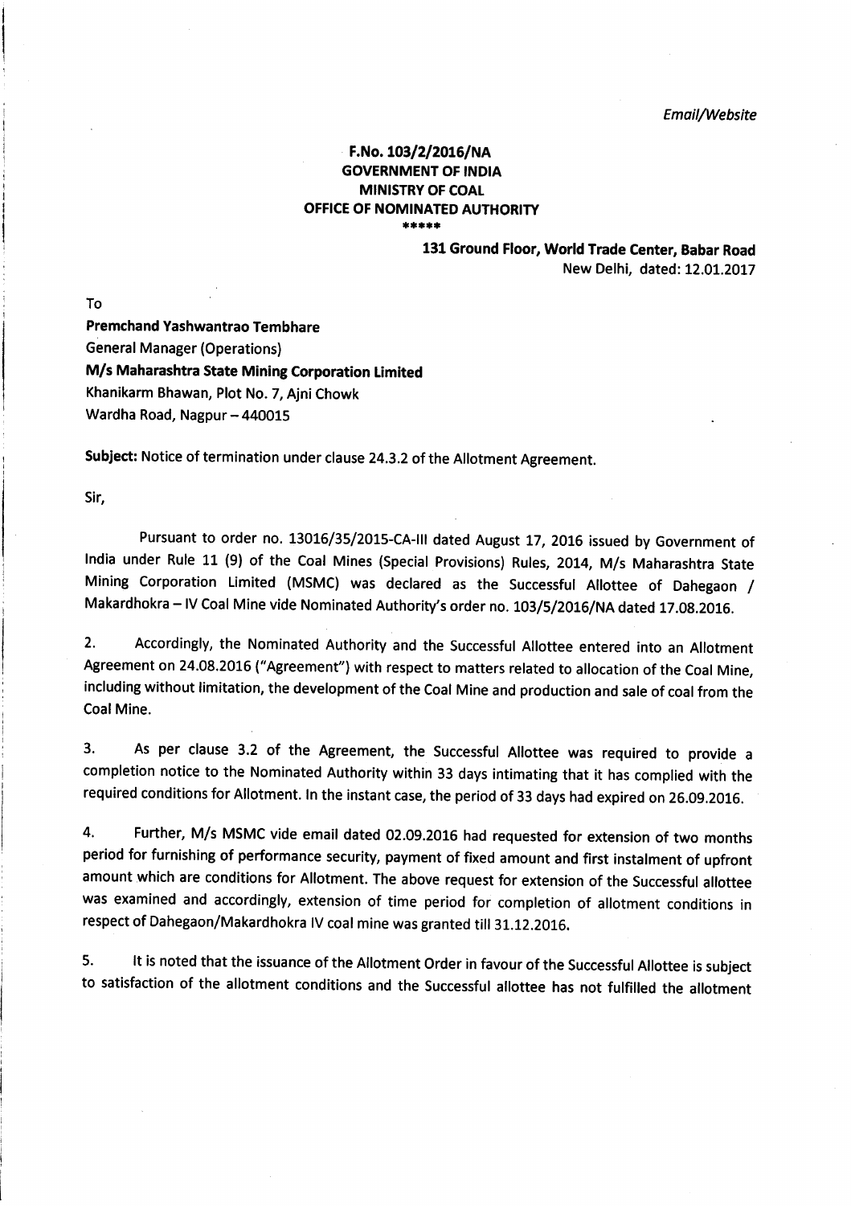*Email/Website*

**F.No. 103/2/2016/NA**
**GOVERNMENT OF INDIA**
**MINISTRY OF COAL**
**OFFICE OF NOMINATED AUTHORITY**

*****

**131 Ground Floor, World Trade Center, Babar Road**
New Delhi, dated: 12.01.2017

To

**Premchand Yashwantrao Tembhare**
General Manager (Operations)
**M/s Maharashtra State Mining Corporation Limited**
Khanikarm Bhawan, Plot No. 7, Ajni Chowk
Wardha Road, Nagpur – 440015

**Subject:** Notice of termination under clause 24.3.2 of the Allotment Agreement.

Sir,

Pursuant to order no. 13016/35/2015-CA-III dated August 17, 2016 issued by Government of India under Rule 11 (9) of the Coal Mines (Special Provisions) Rules, 2014, M/s Maharashtra State Mining Corporation Limited (MSMC) was declared as the Successful Allottee of Dahegaon / Makardhokra – IV Coal Mine vide Nominated Authority's order no. 103/5/2016/NA dated 17.08.2016.

2. Accordingly, the Nominated Authority and the Successful Allottee entered into an Allotment Agreement on 24.08.2016 ("Agreement") with respect to matters related to allocation of the Coal Mine, including without limitation, the development of the Coal Mine and production and sale of coal from the Coal Mine.

3. As per clause 3.2 of the Agreement, the Successful Allottee was required to provide a completion notice to the Nominated Authority within 33 days intimating that it has complied with the required conditions for Allotment. In the instant case, the period of 33 days had expired on 26.09.2016.

4. Further, M/s MSMC vide email dated 02.09.2016 had requested for extension of two months period for furnishing of performance security, payment of fixed amount and first instalment of upfront amount which are conditions for Allotment. The above request for extension of the Successful allottee was examined and accordingly, extension of time period for completion of allotment conditions in respect of Dahegaon/Makardhokra IV coal mine was granted till 31.12.2016.

5. It is noted that the issuance of the Allotment Order in favour of the Successful Allottee is subject to satisfaction of the allotment conditions and the Successful allottee has not fulfilled the allotment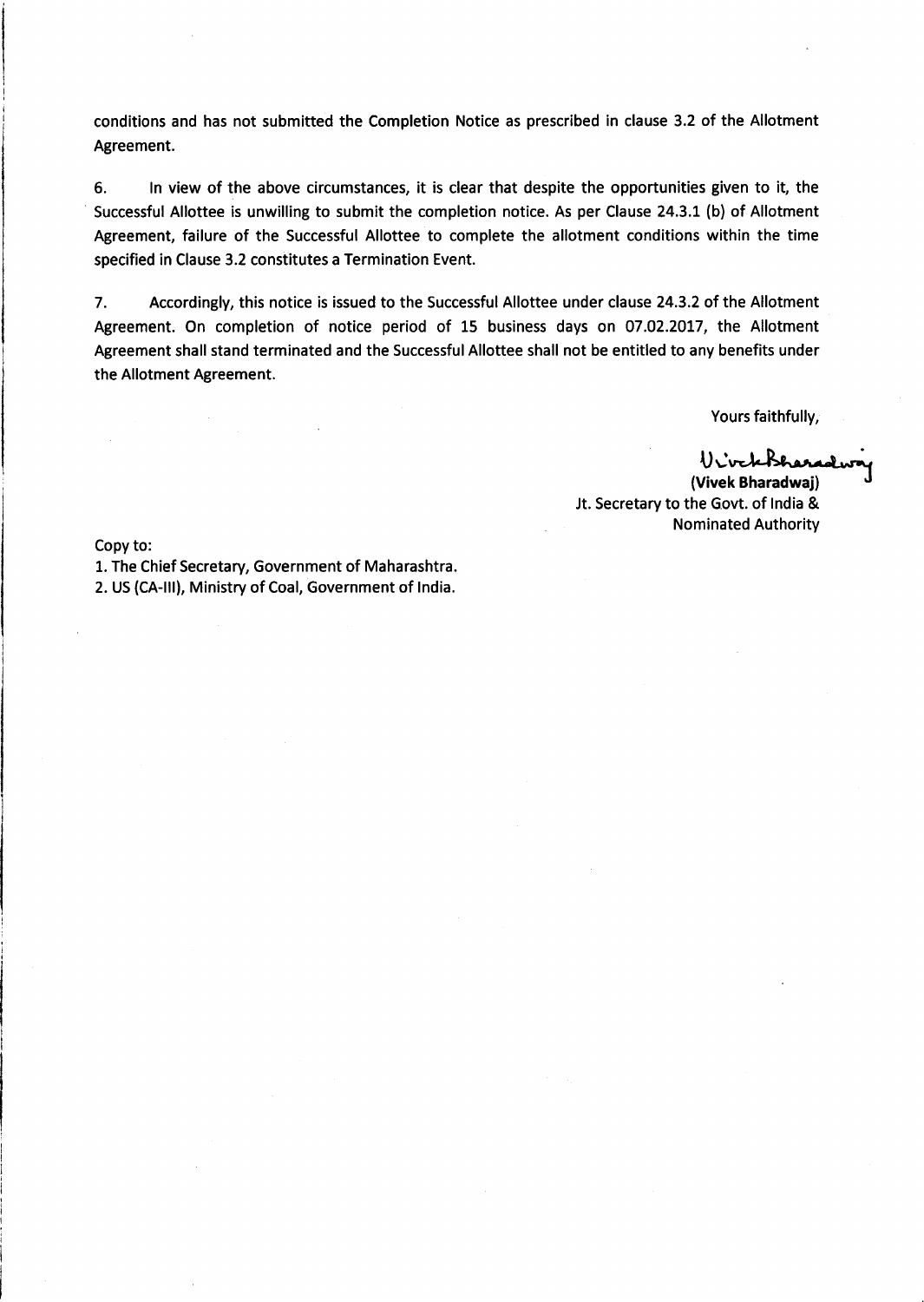conditions and has not submitted the Completion Notice as prescribed in clause 3.2 of the Allotment Agreement.

6. In view of the above circumstances, it is clear that despite the opportunities given to it, the Successful Allottee is unwilling to submit the completion notice. As per Clause 24.3.1 (b) of Allotment Agreement, failure of the Successful Allottee to complete the allotment conditions within the time specified in Clause 3.2 constitutes a Termination Event.

7. Accordingly, this notice is issued to the Successful Allottee under clause 24.3.2 of the Allotment Agreement. On completion of notice period of 15 business days on 07.02.2017, the Allotment Agreement shall stand terminated and the Successful Allottee shall not be entitled to any benefits under the Allotment Agreement.

Yours faithfully,

Vivek Bharadwaj

**(Vivek Bharadwaj)**
Jt. Secretary to the Govt. of India &
Nominated Authority

Copy to:

1. The Chief Secretary, Government of Maharashtra.
2. US (CA-III), Ministry of Coal, Government of India.